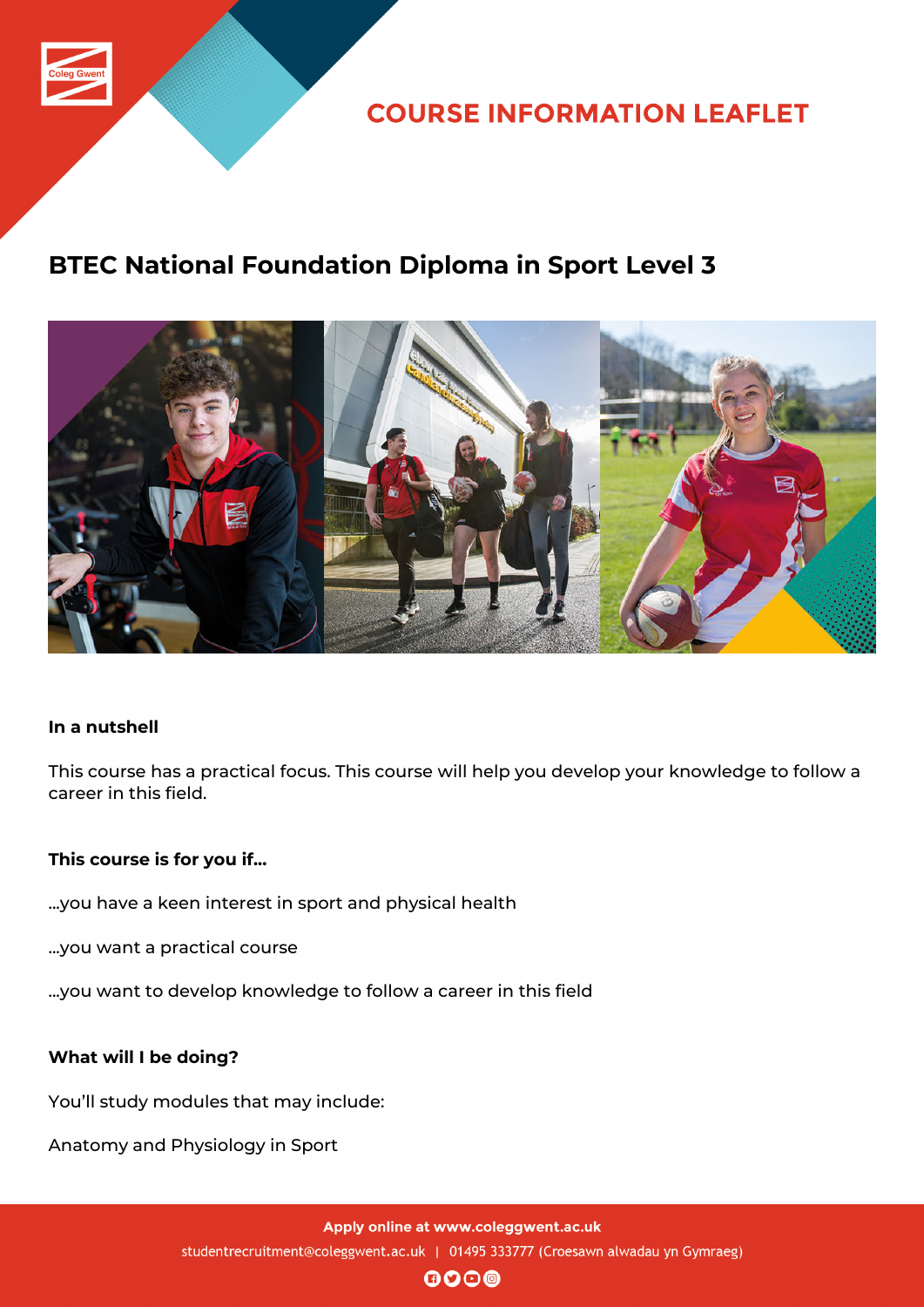# COURSE INFORMATION LEAFLET

## BTEC National Foundation Diploma in Sport Level 3

**In a nutshell**

This course has a practical focus. This course will help you develop your knowledge to follow a career in this field.

**This course is for you if...**

...you have a keen interest in sport and physical health

...you want a practical course

...you want to develop knowledge to follow a career in this field

**What will I be doing?**

You'll study modules that may include:

Anatomy and Physiology in Sport

**Apply online at www.coleggwent.ac.uk**

studentrecruitment@coleggwent.ac.uk | 01495 333777 (Croesawn alwadau yn Gymraeg)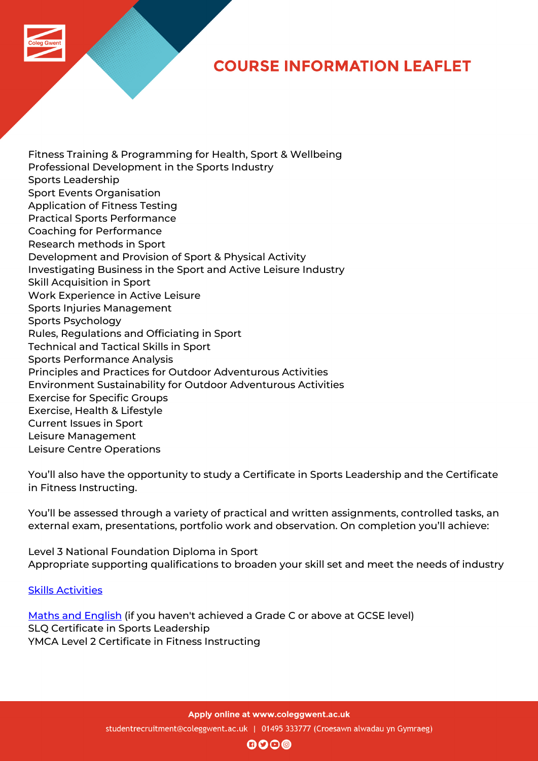Fitness Training & Programming for Health, Sport & Wellbeing
Professional Development in the Sports Industry
Sports Leadership
Sport Events Organisation
Application of Fitness Testing
Practical Sports Performance
Coaching for Performance
Research methods in Sport
Development and Provision of Sport & Physical Activity
Investigating Business in the Sport and Active Leisure Industry
Skill Acquisition in Sport
Work Experience in Active Leisure
Sports Injuries Management
Sports Psychology
Rules, Regulations and Officiating in Sport
Technical and Tactical Skills in Sport
Sports Performance Analysis
Principles and Practices for Outdoor Adventurous Activities
Environment Sustainability for Outdoor Adventurous Activities
Exercise for Specific Groups
Exercise, Health & Lifestyle
Current Issues in Sport
Leisure Management
Leisure Centre Operations

You'll also have the opportunity to study a Certificate in Sports Leadership and the Certificate in Fitness Instructing.

You'll be assessed through a variety of practical and written assignments, controlled tasks, an external exam, presentations, portfolio work and observation. On completion you'll achieve:

Level 3 National Foundation Diploma in Sport
Appropriate supporting qualifications to broaden your skill set and meet the needs of industry

Skills Activities

Maths and English (if you haven't achieved a Grade C or above at GCSE level)
SLQ Certificate in Sports Leadership
YMCA Level 2 Certificate in Fitness Instructing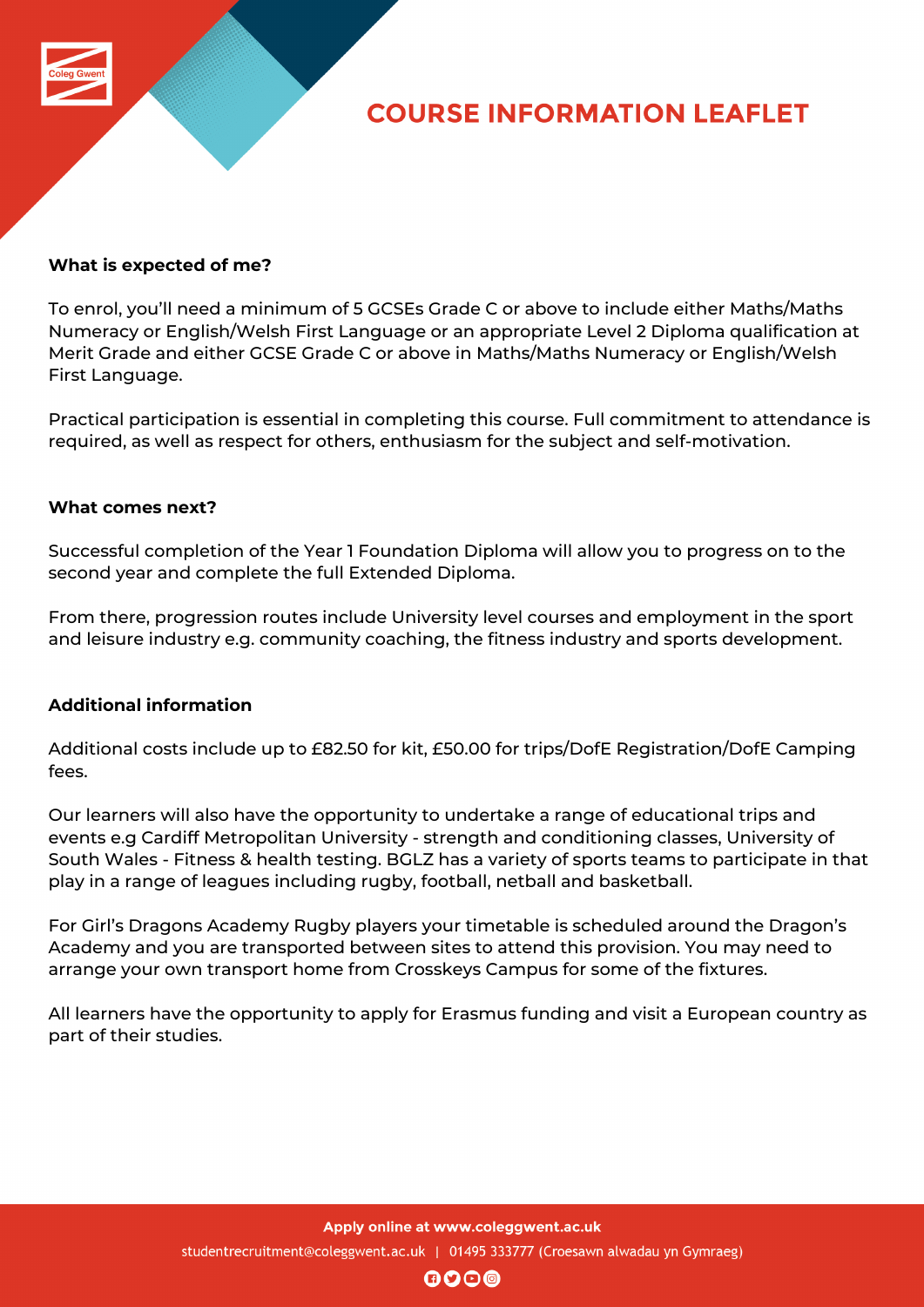# COURSE INFORMATION LEAFLET

**What is expected of me?**

To enrol, you'll need a minimum of 5 GCSEs Grade C or above to include either Maths/Maths Numeracy or English/Welsh First Language or an appropriate Level 2 Diploma qualification at Merit Grade and either GCSE Grade C or above in Maths/Maths Numeracy or English/Welsh First Language.

Practical participation is essential in completing this course. Full commitment to attendance is required, as well as respect for others, enthusiasm for the subject and self-motivation.

**What comes next?**

Successful completion of the Year 1 Foundation Diploma will allow you to progress on to the second year and complete the full Extended Diploma.

From there, progression routes include University level courses and employment in the sport and leisure industry e.g. community coaching, the fitness industry and sports development.

**Additional information**

Additional costs include up to £82.50 for kit, £50.00 for trips/DofE Registration/DofE Camping fees.

Our learners will also have the opportunity to undertake a range of educational trips and events e.g Cardiff Metropolitan University - strength and conditioning classes, University of South Wales - Fitness & health testing. BGLZ has a variety of sports teams to participate in that play in a range of leagues including rugby, football, netball and basketball.

For Girl's Dragons Academy Rugby players your timetable is scheduled around the Dragon's Academy and you are transported between sites to attend this provision. You may need to arrange your own transport home from Crosskeys Campus for some of the fixtures.

All learners have the opportunity to apply for Erasmus funding and visit a European country as part of their studies.

**Apply online at www.coleggwent.ac.uk**

studentrecruitment@coleggwent.ac.uk | 01495 333777 (Croesawn alwadau yn Gymraeg)